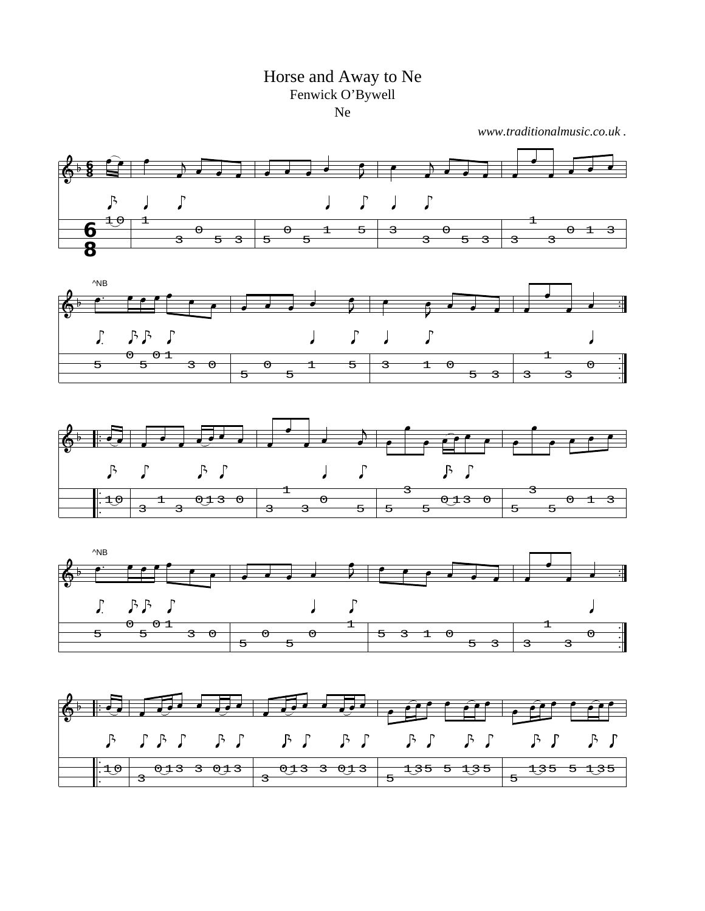# Horse and Away to Ne

Fenwick O'Bywell

Ne

*www.traditionalmusic.co.uk .*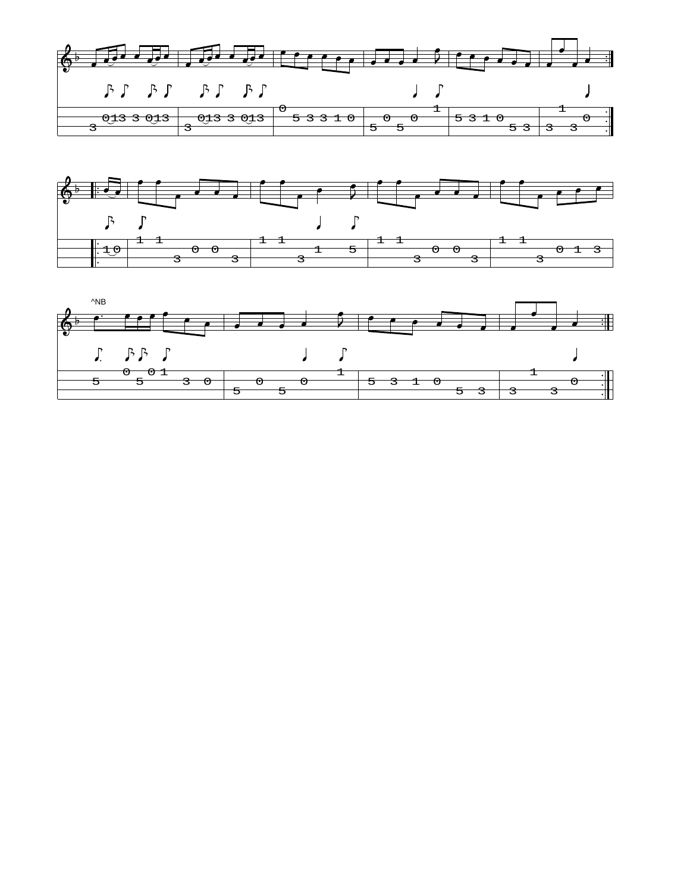^NB